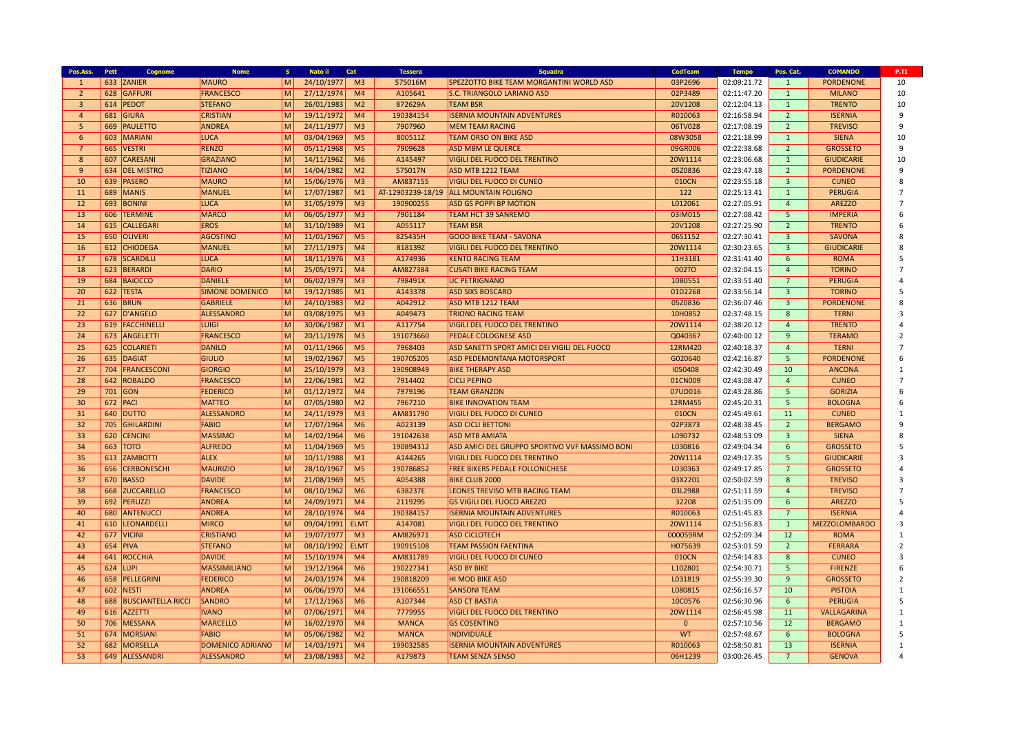| Pos.Ass. | Pett | Cognome | Nome | S | Nato il | Cat | Tessera | Squadra | CodTeam | Tempo | Pos. Cat. | COMANDO | P.TI |
|---|---|---|---|---|---|---|---|---|---|---|---|---|---|
| 1 | 633 | ZANIER | MAURO | M | 24/10/1977 | M3 | 575016M | SPEZZOTTO BIKE TEAM MORGANTINI WORLD ASD | 03P2696 | 02:09:21.72 | 1 | PORDENONE | 10 |
| 2 | 628 | GAFFURI | FRANCESCO | M | 27/12/1974 | M4 | A105641 | S.C. TRIANGOLO LARIANO ASD | 02P3489 | 02:11:47.20 | 1 | MILANO | 10 |
| 3 | 614 | PEDOT | STEFANO | M | 26/01/1983 | M2 | 872629A | TEAM BSR | 20V1208 | 02:12:04.13 | 1 | TRENTO | 10 |
| 4 | 681 | GIURA | CRISTIAN | M | 19/11/1972 | M4 | 190384154 | ISERNIA MOUNTAIN ADVENTURES | R010063 | 02:16:58.94 | 2 | ISERNIA | 9 |
| 5 | 669 | PAULETTO | ANDREA | M | 24/11/1977 | M3 | 7907960 | MEM TEAM RACING | 06TV028 | 02:17:08.19 | 2 | TREVISO | 9 |
| 6 | 603 | MARIANI | LUCA | M | 03/04/1969 | M5 | 800511Z | TEAM ORSO ON BIKE ASD | 08W3058 | 02:21:18.99 | 1 | SIENA | 10 |
| 7 | 665 | VESTRI | RENZO | M | 05/11/1968 | M5 | 7909628 | ASD MBM LE QUERCE | 09GR006 | 02:22:38.68 | 2 | GROSSETO | 9 |
| 8 | 607 | CARESANI | GRAZIANO | M | 14/11/1962 | M6 | A145497 | VIGILI DEL FUOCO DEL TRENTINO | 20W1114 | 02:23:06.68 | 1 | GIUDICARIE | 10 |
| 9 | 634 | DEL MISTRO | TIZIANO | M | 14/04/1982 | M2 | 575017N | ASD MTB 1212 TEAM | 05Z0836 | 02:23:47.18 | 2 | PORDENONE | 9 |
| 10 | 639 | PASERO | MAURO | M | 15/06/1976 | M3 | AM837155 | VIGILI DEL FUOCO DI CUNEO | 010CN | 02:23:55.18 | 3 | CUNEO | 8 |
| 11 | 689 | MANIS | MANUEL | M | 17/07/1987 | M1 | AT-12903239-18/19 | ALL MOUNTAIN FOLIGNO | 122 | 02:25:13.41 | 1 | PERUGIA | 7 |
| 12 | 693 | BONINI | LUCA | M | 31/05/1979 | M3 | 190900255 | ASD GS POPPI BP MOTION | L012061 | 02:27:05.91 | 4 | AREZZO | 7 |
| 13 | 606 | TERMINE | MARCO | M | 06/05/1977 | M3 | 7901184 | TEAM HCT 39 SANREMO | 03IM015 | 02:27:08.42 | 5 | IMPERIA | 6 |
| 14 | 615 | CALLEGARI | EROS | M | 31/10/1989 | M1 | A055117 | TEAM BSR | 20V1208 | 02:27:25.90 | 2 | TRENTO | 6 |
| 15 | 650 | OLIVERI | AGOSTINO | M | 11/01/1967 | M5 | 825435H | GOOD BIKE TEAM - SAVONA | 06S1152 | 02:27:30.41 | 3 | SAVONA | 8 |
| 16 | 612 | CHIODEGA | MANUEL | M | 27/11/1973 | M4 | 818139Z | VIGILI DEL FUOCO DEL TRENTINO | 20W1114 | 02:30:23.65 | 3 | GIUDICARIE | 8 |
| 17 | 678 | SCARDILLI | LUCA | M | 18/11/1976 | M3 | A174936 | KENTO RACING TEAM | 11H3181 | 02:31:41.40 | 6 | ROMA | 5 |
| 18 | 623 | BERARDI | DARIO | M | 25/05/1971 | M4 | AM827384 | CUSATI BIKE RACING TEAM | 002TO | 02:32:04.15 | 4 | TORINO | 7 |
| 19 | 684 | BAIOCCO | DANIELE | M | 06/02/1979 | M3 | 798491X | UC PETRIGNANO | 10B0551 | 02:33:51.40 | 7 | PERUGIA | 4 |
| 20 | 622 | TESTA | SIMONE DOMENICO | M | 19/12/1985 | M1 | A143378 | ASD SIXS BOSCARO | 01D2268 | 02:33:56.14 | 3 | TORINO | 5 |
| 21 | 636 | BRUN | GABRIELE | M | 24/10/1983 | M2 | A042912 | ASD MTB 1212 TEAM | 05Z0836 | 02:36:07.46 | 3 | PORDENONE | 8 |
| 22 | 627 | D'ANGELO | ALESSANDRO | M | 03/08/1975 | M3 | A049473 | TRIONO RACING TEAM | 10H0852 | 02:37:48.15 | 8 | TERNI | 3 |
| 23 | 619 | FACCHINELLI | LUIGI | M | 30/06/1987 | M1 | A117754 | VIGILI DEL FUOCO DEL TRENTINO | 20W1114 | 02:38:20.12 | 4 | TRENTO | 4 |
| 24 | 673 | ANGELETTI | FRANCESCO | M | 20/11/1978 | M3 | 191073660 | PEDALE COLOGNESE ASD | Q040367 | 02:40:00.12 | 9 | TERAMO | 2 |
| 25 | 625 | COLARIETI | DANILO | M | 01/11/1966 | M5 | 7968403 | ASD SANETTI SPORT AMICI DEI VIGILI DEL FUOCO | 12RM420 | 02:40:18.37 | 4 | TERNI | 7 |
| 26 | 635 | DAGIAT | GIULIO | M | 19/02/1967 | M5 | 190705205 | ASD PEDEMONTANA MOTORSPORT | G020640 | 02:42:16.87 | 5 | PORDENONE | 6 |
| 27 | 704 | FRANCESCONI | GIORGIO | M | 25/10/1979 | M3 | 190908949 | BIKE THERAPY ASD | I050408 | 02:42:30.49 | 10 | ANCONA | 1 |
| 28 | 642 | ROBALDO | FRANCESCO | M | 22/06/1981 | M2 | 7914402 | CICLI PEPINO | 01CN009 | 02:43:08.47 | 4 | CUNEO | 7 |
| 29 | 701 | GON | FEDERICO | M | 01/12/1972 | M4 | 7979196 | TEAM GRANZON | 07UD016 | 02:43:28.86 | 5 | GORIZIA | 6 |
| 30 | 672 | PACI | MATTEO | M | 07/05/1980 | M2 | 7967210 | BIKE INNOVATION TEAM | 12RM455 | 02:45:20.31 | 5 | BOLOGNA | 6 |
| 31 | 640 | DUTTO | ALESSANDRO | M | 24/11/1979 | M3 | AM831790 | VIGILI DEL FUOCO DI CUNEO | 010CN | 02:45:49.61 | 11 | CUNEO | 1 |
| 32 | 705 | GHILARDINI | FABIO | M | 17/07/1964 | M6 | A023139 | ASD CICLI BETTONI | 02P3873 | 02:48:38.45 | 2 | BERGAMO | 9 |
| 33 | 620 | CENCINI | MASSIMO | M | 14/02/1964 | M6 | 191042638 | ASD MTB AMIATA | L090732 | 02:48:53.09 | 3 | SIENA | 8 |
| 34 | 663 | TOTO | ALFREDO | M | 11/04/1969 | M5 | 190894312 | ASD AMICI DEL GRUPPO SPORTIVO VVF MASSIMO BONI | L030816 | 02:49:04.34 | 6 | GROSSETO | 5 |
| 35 | 613 | ZAMBOTTI | ALEX | M | 10/11/1988 | M1 | A144265 | VIGILI DEL FUOCO DEL TRENTINO | 20W1114 | 02:49:17.35 | 5 | GIUDICARIE | 3 |
| 36 | 656 | CERBONESCHI | MAURIZIO | M | 28/10/1967 | M5 | 190786852 | FREE BIKERS PEDALE FOLLONICHESE | L030363 | 02:49:17.85 | 7 | GROSSETO | 4 |
| 37 | 670 | BASSO | DAVIDE | M | 21/08/1969 | M5 | A054388 | BIKE CLUB 2000 | 03X2201 | 02:50:02.59 | 8 | TREVISO | 3 |
| 38 | 668 | ZUCCARELLO | FRANCESCO | M | 08/10/1962 | M6 | 638237E | LEONES TREVISO MTB RACING TEAM | 03L2988 | 02:51:11.59 | 4 | TREVISO | 7 |
| 39 | 692 | PERUZZI | ANDREA | M | 24/09/1971 | M4 | 2119295 | GS VIGILI DEL FUOCO AREZZO | 32208 | 02:51:35.09 | 6 | AREZZO | 5 |
| 40 | 680 | ANTENUCCI | ANDREA | M | 28/10/1974 | M4 | 190384157 | ISERNIA MOUNTAIN ADVENTURES | R010063 | 02:51:45.83 | 7 | ISERNIA | 4 |
| 41 | 610 | LEONARDELLI | MIRCO | M | 09/04/1991 | ELMT | A147081 | VIGILI DEL FUOCO DEL TRENTINO | 20W1114 | 02:51:56.83 | 1 | MEZZOLOMBARDO | 3 |
| 42 | 677 | VICINI | CRISTIANO | M | 19/07/1977 | M3 | AM826971 | ASD CICLOTECH | 000059RM | 02:52:09.34 | 12 | ROMA | 1 |
| 43 | 654 | PIVA | STEFANO | M | 08/10/1992 | ELMT | 190915108 | TEAM PASSION FAENTINA | H075639 | 02:53:01.59 | 2 | FERRARA | 2 |
| 44 | 641 | ROCCHIA | DAVIDE | M | 15/10/1974 | M4 | AM831789 | VIGILI DEL FUOCO DI CUNEO | 010CN | 02:54:14.83 | 8 | CUNEO | 3 |
| 45 | 624 | LUPI | MASSIMILIANO | M | 19/12/1964 | M6 | 190227341 | ASD BY BIKE | L102801 | 02:54:30.71 | 5 | FIRENZE | 6 |
| 46 | 658 | PELLEGRINI | FEDERICO | M | 24/03/1974 | M4 | 190818209 | HI MOD BIKE ASD | L031819 | 02:55:39.30 | 9 | GROSSETO | 2 |
| 47 | 602 | NESTI | ANDREA | M | 06/06/1970 | M4 | 191066551 | SANSONI TEAM | L080815 | 02:56:16.57 | 10 | PISTOIA | 1 |
| 48 | 688 | BUSCIANTELLA RICCI | SANDRO | M | 17/12/1963 | M6 | A107344 | ASD CT BASTIA | 10C0576 | 02:56:30.96 | 6 | PERUGIA | 5 |
| 49 | 616 | AZZETTI | IVANO | M | 07/06/1971 | M4 | 777995S | VIGILI DEL FUOCO DEL TRENTINO | 20W1114 | 02:56:45.98 | 11 | VALLAGARINA | 1 |
| 50 | 706 | MESSANA | MARCELLO | M | 16/02/1970 | M4 | MANCA | GS COSENTINO | 0 | 02:57:10.56 | 12 | BERGAMO | 1 |
| 51 | 674 | MORSIANI | FABIO | M | 05/06/1982 | M2 | MANCA | INDIVIDUALE | WT | 02:57:48.67 | 6 | BOLOGNA | 5 |
| 52 | 682 | MORSELLA | DOMENICO ADRIANO | M | 14/03/1971 | M4 | 199032585 | ISERNIA MOUNTAIN ADVENTURES | R010063 | 02:58:50.81 | 13 | ISERNIA | 1 |
| 53 | 649 | ALESSANDRI | ALESSANDRO | M | 23/08/1983 | M2 | A179873 | TEAM SENZA SENSO | 06H1239 | 03:00:26.45 | 7 | GENOVA | 4 |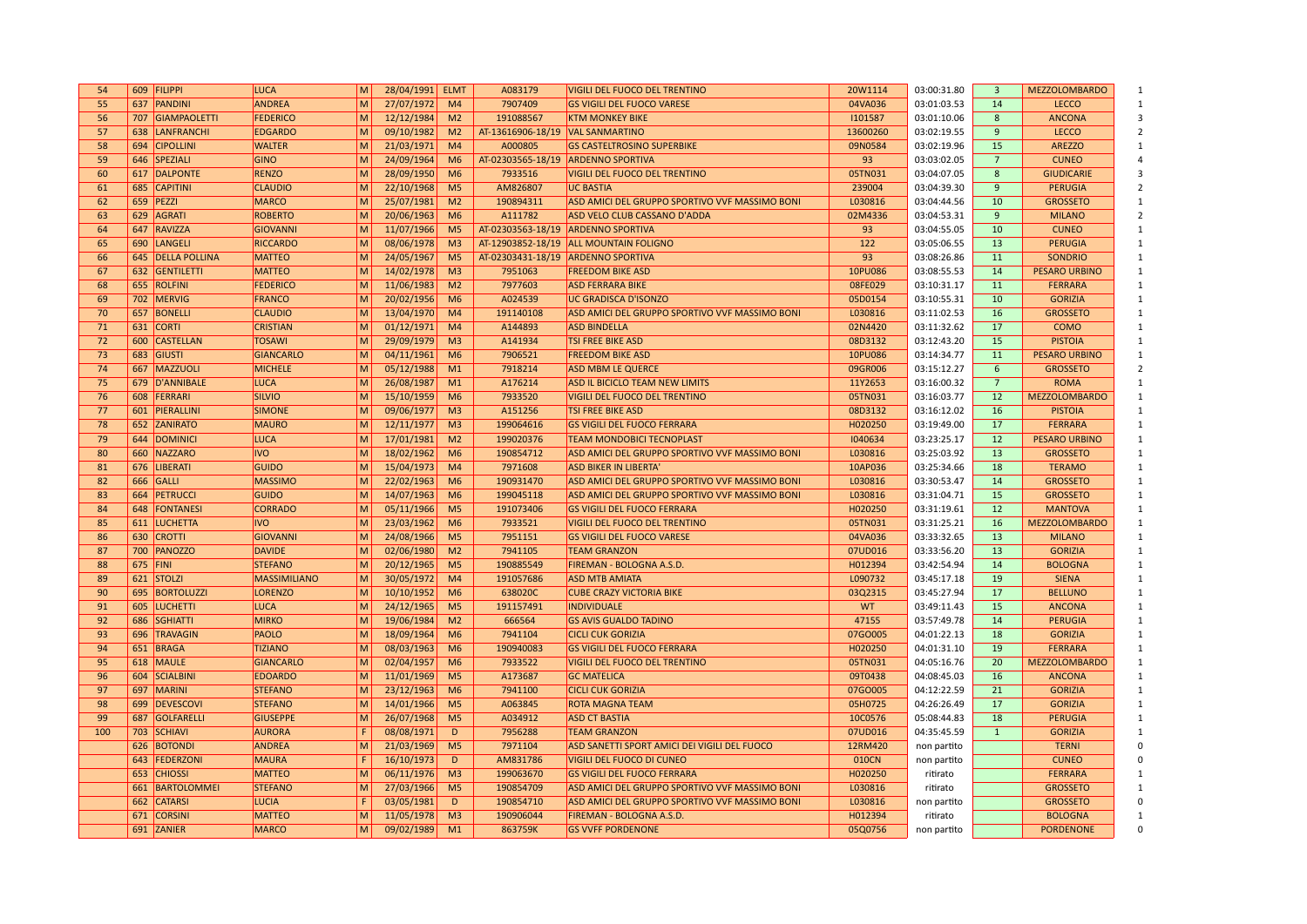| 54 | 609 | FILIPPI | LUCA | M | 28/04/1991 | ELMT | A083179 | VIGILI DEL FUOCO DEL TRENTINO | 20W1114 | 03:00:31.80 | 3 | MEZZOLOMBARDO | 1 |
|---|---|---|---|---|---|---|---|---|---|---|---|---|---|
| 55 | 637 | PANDINI | ANDREA | M | 27/07/1972 | M4 | 7907409 | GS VIGILI DEL FUOCO VARESE | 04VA036 | 03:01:03.53 | 14 | LECCO | 1 |
| 56 | 707 | GIAMPAOLETTI | FEDERICO | M | 12/12/1984 | M2 | 191088567 | KTM MONKEY BIKE | I101587 | 03:01:10.06 | 8 | ANCONA | 3 |
| 57 | 638 | LANFRANCHI | EDGARDO | M | 09/10/1982 | M2 | AT-13616906-18/19 | VAL SANMARTINO | 13600260 | 03:02:19.55 | 9 | LECCO | 2 |
| 58 | 694 | CIPOLLINI | WALTER | M | 21/03/1971 | M4 | A000805 | GS CASTELTROSINO SUPERBIKE | 09N0584 | 03:02:19.96 | 15 | AREZZO | 1 |
| 59 | 646 | SPEZIALI | GINO | M | 24/09/1964 | M6 | AT-02303565-18/19 | ARDENNO SPORTIVA | 93 | 03:03:02.05 | 7 | CUNEO | 4 |
| 60 | 617 | DALPONTE | RENZO | M | 28/09/1950 | M6 | 7933516 | VIGILI DEL FUOCO DEL TRENTINO | 05TN031 | 03:04:07.05 | 8 | GIUDICARIE | 3 |
| 61 | 685 | CAPITINI | CLAUDIO | M | 22/10/1968 | M5 | AM826807 | UC BASTIA | 239004 | 03:04:39.30 | 9 | PERUGIA | 2 |
| 62 | 659 | PEZZI | MARCO | M | 25/07/1981 | M2 | 190894311 | ASD AMICI DEL GRUPPO SPORTIVO VVF MASSIMO BONI | L030816 | 03:04:44.56 | 10 | GROSSETO | 1 |
| 63 | 629 | AGRATI | ROBERTO | M | 20/06/1963 | M6 | A111782 | ASD VELO CLUB CASSANO D'ADDA | 02M4336 | 03:04:53.31 | 9 | MILANO | 2 |
| 64 | 647 | RAVIZZA | GIOVANNI | M | 11/07/1966 | M5 | AT-02303563-18/19 | ARDENNO SPORTIVA | 93 | 03:04:55.05 | 10 | CUNEO | 1 |
| 65 | 690 | LANGELI | RICCARDO | M | 08/06/1978 | M3 | AT-12903852-18/19 | ALL MOUNTAIN FOLIGNO | 122 | 03:05:06.55 | 13 | PERUGIA | 1 |
| 66 | 645 | DELLA POLLINA | MATTEO | M | 24/05/1967 | M5 | AT-02303431-18/19 | ARDENNO SPORTIVA | 93 | 03:08:26.86 | 11 | SONDRIO | 1 |
| 67 | 632 | GENTILETTI | MATTEO | M | 14/02/1978 | M3 | 7951063 | FREEDOM BIKE ASD | 10PU086 | 03:08:55.53 | 14 | PESARO URBINO | 1 |
| 68 | 655 | ROLFINI | FEDERICO | M | 11/06/1983 | M2 | 7977603 | ASD FERRARA BIKE | 08FE029 | 03:10:31.17 | 11 | FERRARA | 1 |
| 69 | 702 | MERVIG | FRANCO | M | 20/02/1956 | M6 | A024539 | UC GRADISCA D'ISONZO | 05D0154 | 03:10:55.31 | 10 | GORIZIA | 1 |
| 70 | 657 | BONELLI | CLAUDIO | M | 13/04/1970 | M4 | 191140108 | ASD AMICI DEL GRUPPO SPORTIVO VVF MASSIMO BONI | L030816 | 03:11:02.53 | 16 | GROSSETO | 1 |
| 71 | 631 | CORTI | CRISTIAN | M | 01/12/1971 | M4 | A144893 | ASD BINDELLA | 02N4420 | 03:11:32.62 | 17 | COMO | 1 |
| 72 | 600 | CASTELLAN | TOSAWI | M | 29/09/1979 | M3 | A141934 | TSI FREE BIKE ASD | 08D3132 | 03:12:43.20 | 15 | PISTOIA | 1 |
| 73 | 683 | GIUSTI | GIANCARLO | M | 04/11/1961 | M6 | 7906521 | FREEDOM BIKE ASD | 10PU086 | 03:14:34.77 | 11 | PESARO URBINO | 1 |
| 74 | 667 | MAZZUOLI | MICHELE | M | 05/12/1988 | M1 | 7918214 | ASD MBM LE QUERCE | 09GR006 | 03:15:12.27 | 6 | GROSSETO | 2 |
| 75 | 679 | D'ANNIBALE | LUCA | M | 26/08/1987 | M1 | A176214 | ASD IL BICICLO TEAM NEW LIMITS | 11Y2653 | 03:16:00.32 | 7 | ROMA | 1 |
| 76 | 608 | FERRARI | SILVIO | M | 15/10/1959 | M6 | 7933520 | VIGILI DEL FUOCO DEL TRENTINO | 05TN031 | 03:16:03.77 | 12 | MEZZOLOMBARDO | 1 |
| 77 | 601 | PIERALLINI | SIMONE | M | 09/06/1977 | M3 | A151256 | TSI FREE BIKE ASD | 08D3132 | 03:16:12.02 | 16 | PISTOIA | 1 |
| 78 | 652 | ZANIRATO | MAURO | M | 12/11/1977 | M3 | 199064616 | GS VIGILI DEL FUOCO FERRARA | H020250 | 03:19:49.00 | 17 | FERRARA | 1 |
| 79 | 644 | DOMINICI | LUCA | M | 17/01/1981 | M2 | 199020376 | TEAM MONDOBICI TECNOPLAST | I040634 | 03:23:25.17 | 12 | PESARO URBINO | 1 |
| 80 | 660 | NAZZARO | IVO | M | 18/02/1962 | M6 | 190854712 | ASD AMICI DEL GRUPPO SPORTIVO VVF MASSIMO BONI | L030816 | 03:25:03.92 | 13 | GROSSETO | 1 |
| 81 | 676 | LIBERATI | GUIDO | M | 15/04/1973 | M4 | 7971608 | ASD BIKER IN LIBERTA' | 10AP036 | 03:25:34.66 | 18 | TERAMO | 1 |
| 82 | 666 | GALLI | MASSIMO | M | 22/02/1963 | M6 | 190931470 | ASD AMICI DEL GRUPPO SPORTIVO VVF MASSIMO BONI | L030816 | 03:30:53.47 | 14 | GROSSETO | 1 |
| 83 | 664 | PETRUCCI | GUIDO | M | 14/07/1963 | M6 | 199045118 | ASD AMICI DEL GRUPPO SPORTIVO VVF MASSIMO BONI | L030816 | 03:31:04.71 | 15 | GROSSETO | 1 |
| 84 | 648 | FONTANESI | CORRADO | M | 05/11/1966 | M5 | 191073406 | GS VIGILI DEL FUOCO FERRARA | H020250 | 03:31:19.61 | 12 | MANTOVA | 1 |
| 85 | 611 | LUCHETTA | IVO | M | 23/03/1962 | M6 | 7933521 | VIGILI DEL FUOCO DEL TRENTINO | 05TN031 | 03:31:25.21 | 16 | MEZZOLOMBARDO | 1 |
| 86 | 630 | CROTTI | GIOVANNI | M | 24/08/1966 | M5 | 7951151 | GS VIGILI DEL FUOCO VARESE | 04VA036 | 03:33:32.65 | 13 | MILANO | 1 |
| 87 | 700 | PANOZZO | DAVIDE | M | 02/06/1980 | M2 | 7941105 | TEAM GRANZON | 07UD016 | 03:33:56.20 | 13 | GORIZIA | 1 |
| 88 | 675 | FINI | STEFANO | M | 20/12/1965 | M5 | 190885549 | FIREMAN - BOLOGNA A.S.D. | H012394 | 03:42:54.94 | 14 | BOLOGNA | 1 |
| 89 | 621 | STOLZI | MASSIMILIANO | M | 30/05/1972 | M4 | 191057686 | ASD MTB AMIATA | L090732 | 03:45:17.18 | 19 | SIENA | 1 |
| 90 | 695 | BORTOLUZZI | LORENZO | M | 10/10/1952 | M6 | 638020C | CUBE CRAZY VICTORIA BIKE | 03Q2315 | 03:45:27.94 | 17 | BELLUNO | 1 |
| 91 | 605 | LUCHETTI | LUCA | M | 24/12/1965 | M5 | 191157491 | INDIVIDUALE | WT | 03:49:11.43 | 15 | ANCONA | 1 |
| 92 | 686 | SGHIATTI | MIRKO | M | 19/06/1984 | M2 | 666564 | GS AVIS GUALDO TADINO | 47155 | 03:57:49.78 | 14 | PERUGIA | 1 |
| 93 | 696 | TRAVAGIN | PAOLO | M | 18/09/1964 | M6 | 7941104 | CICLI CUK GORIZIA | 07GO005 | 04:01:22.13 | 18 | GORIZIA | 1 |
| 94 | 651 | BRAGA | TIZIANO | M | 08/03/1963 | M6 | 190940083 | GS VIGILI DEL FUOCO FERRARA | H020250 | 04:01:31.10 | 19 | FERRARA | 1 |
| 95 | 618 | MAULE | GIANCARLO | M | 02/04/1957 | M6 | 7933522 | VIGILI DEL FUOCO DEL TRENTINO | 05TN031 | 04:05:16.76 | 20 | MEZZOLOMBARDO | 1 |
| 96 | 604 | SCIALBINI | EDOARDO | M | 11/01/1969 | M5 | A173687 | GC MATELICA | 09T0438 | 04:08:45.03 | 16 | ANCONA | 1 |
| 97 | 697 | MARINI | STEFANO | M | 23/12/1963 | M6 | 7941100 | CICLI CUK GORIZIA | 07GO005 | 04:12:22.59 | 21 | GORIZIA | 1 |
| 98 | 699 | DEVESCOVI | STEFANO | M | 14/01/1966 | M5 | A063845 | ROTA MAGNA TEAM | 05H0725 | 04:26:26.49 | 17 | GORIZIA | 1 |
| 99 | 687 | GOLFARELLI | GIUSEPPE | M | 26/07/1968 | M5 | A034912 | ASD CT BASTIA | 10C0576 | 05:08:44.83 | 18 | PERUGIA | 1 |
| 100 | 703 | SCHIAVI | AURORA | F | 08/08/1971 | D | 7956288 | TEAM GRANZON | 07UD016 | 04:35:45.59 | 1 | GORIZIA | 1 |
| | 626 | BOTONDI | ANDREA | M | 21/03/1969 | M5 | 7971104 | ASD SANETTI SPORT AMICI DEI VIGILI DEL FUOCO | 12RM420 | non partito | | TERNI | 0 |
| | 643 | FEDERZONI | MAURA | F | 16/10/1973 | D | AM831786 | VIGILI DEL FUOCO DI CUNEO | 010CN | non partito | | CUNEO | 0 |
| | 653 | CHIOSSI | MATTEO | M | 06/11/1976 | M3 | 199063670 | GS VIGILI DEL FUOCO FERRARA | H020250 | ritirato | | FERRARA | 1 |
| | 661 | BARTOLOMMEI | STEFANO | M | 27/03/1966 | M5 | 190854709 | ASD AMICI DEL GRUPPO SPORTIVO VVF MASSIMO BONI | L030816 | ritirato | | GROSSETO | 1 |
| | 662 | CATARSI | LUCIA | F | 03/05/1981 | D | 190854710 | ASD AMICI DEL GRUPPO SPORTIVO VVF MASSIMO BONI | L030816 | non partito | | GROSSETO | 0 |
| | 671 | CORSINI | MATTEO | M | 11/05/1978 | M3 | 190906044 | FIREMAN - BOLOGNA A.S.D. | H012394 | ritirato | | BOLOGNA | 1 |
| | 691 | ZANIER | MARCO | M | 09/02/1989 | M1 | 863759K | GS VVFF PORDENONE | 05Q0756 | non partito | | PORDENONE | 0 |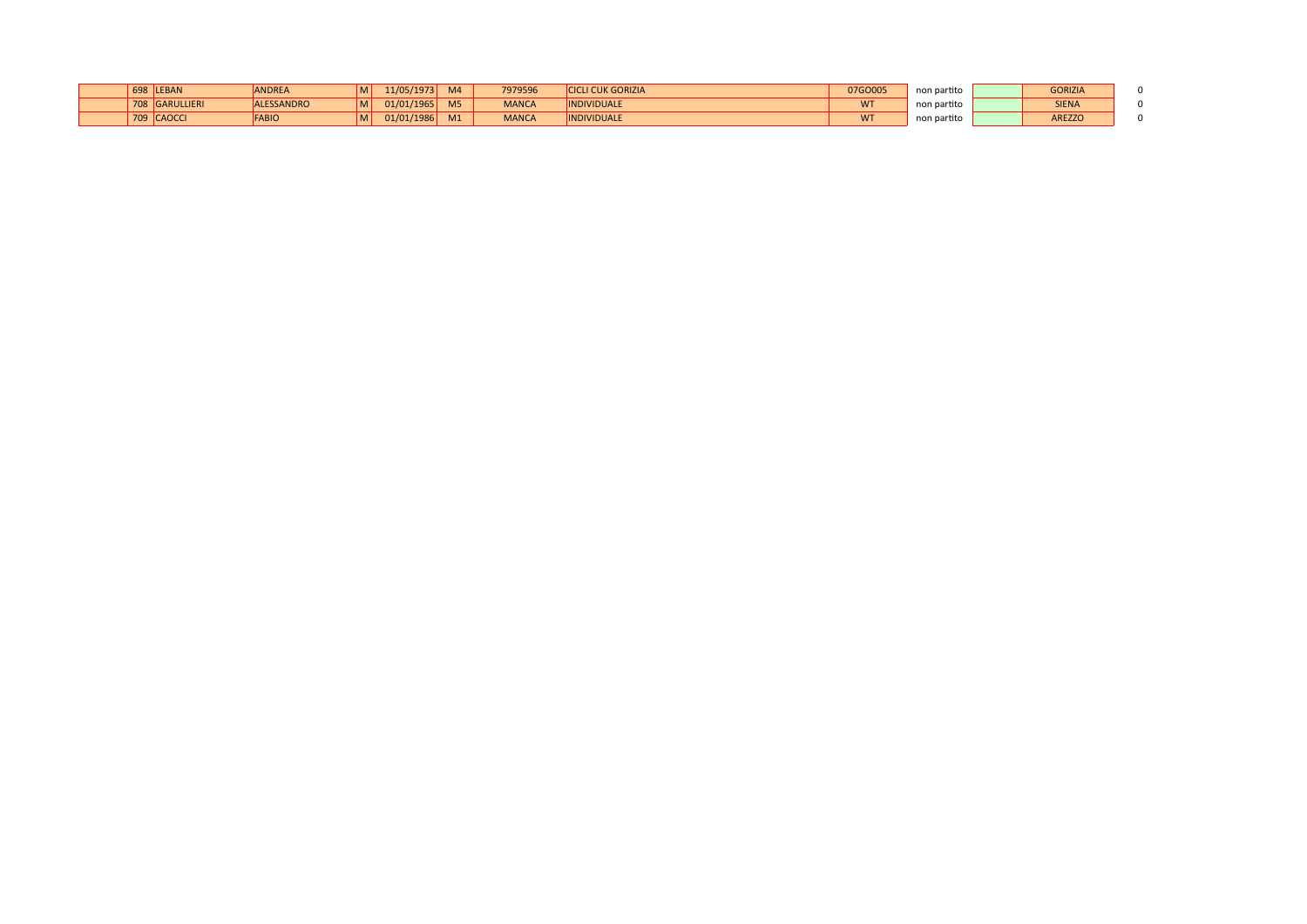| | | | | | | | | | | | | | |
|---|---|---|---|---|---|---|---|---|---|---|---|---|---|
| | 698 | LEBAN | ANDREA | M | 11/05/1973 | M4 | 7979596 | CICLI CUK GORIZIA | 07GO005 | non partito | | GORIZIA | 0 |
| | 708 | GARULLIERI | ALESSANDRO | M | 01/01/1965 | M5 | MANCA | INDIVIDUALE | WT | non partito | | SIENA | 0 |
| | 709 | CAOCCI | FABIO | M | 01/01/1986 | M1 | MANCA | INDIVIDUALE | WT | non partito | | AREZZO | 0 |